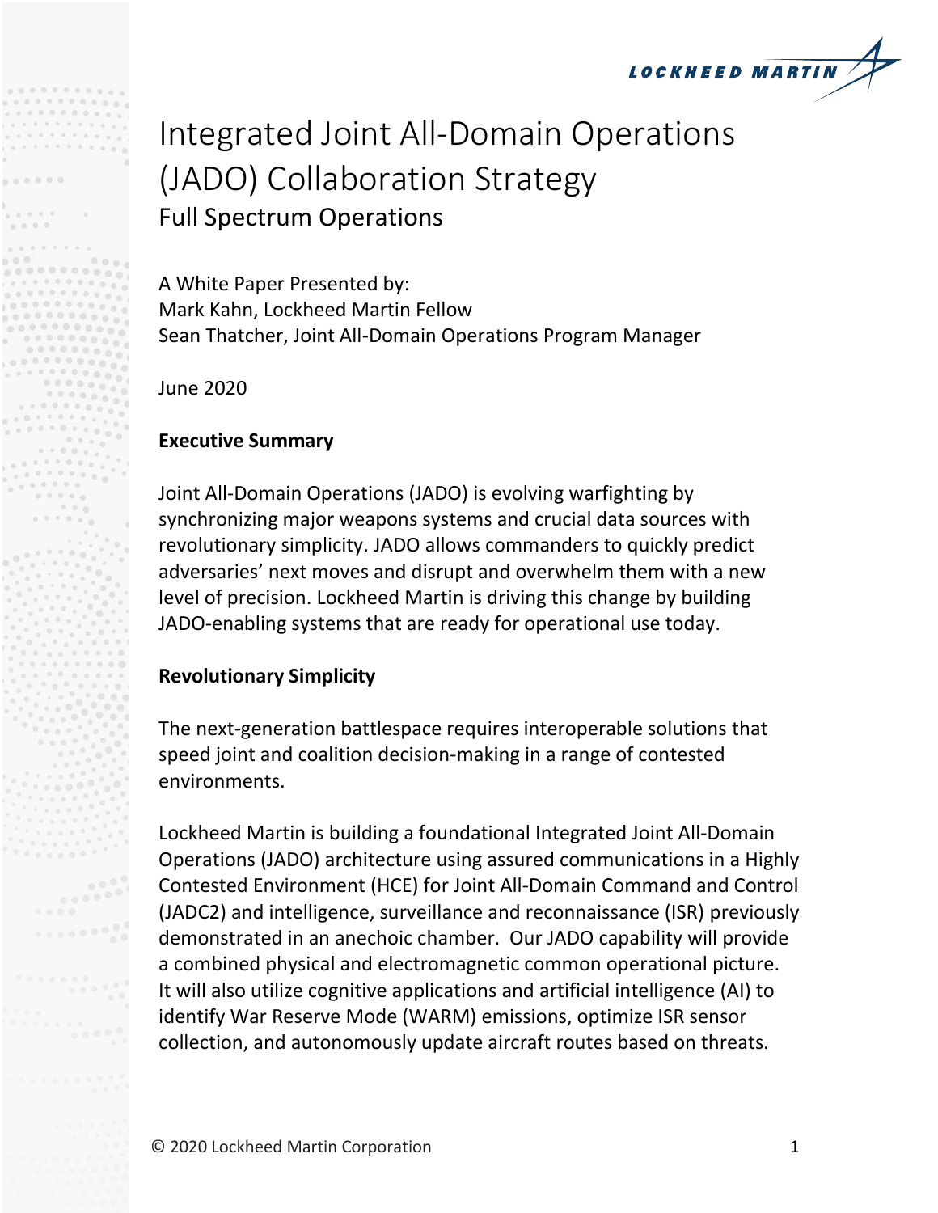# Integrated Joint All-Domain Operations (JADO) Collaboration Strategy

## Full Spectrum Operations

A White Paper Presented by:
Mark Kahn, Lockheed Martin Fellow
Sean Thatcher, Joint All-Domain Operations Program Manager

June 2020

**Executive Summary**

Joint All-Domain Operations (JADO) is evolving warfighting by synchronizing major weapons systems and crucial data sources with revolutionary simplicity. JADO allows commanders to quickly predict adversaries' next moves and disrupt and overwhelm them with a new level of precision. Lockheed Martin is driving this change by building JADO-enabling systems that are ready for operational use today.

**Revolutionary Simplicity**

The next-generation battlespace requires interoperable solutions that speed joint and coalition decision-making in a range of contested environments.

Lockheed Martin is building a foundational Integrated Joint All-Domain Operations (JADO) architecture using assured communications in a Highly Contested Environment (HCE) for Joint All-Domain Command and Control (JADC2) and intelligence, surveillance and reconnaissance (ISR) previously demonstrated in an anechoic chamber. Our JADO capability will provide a combined physical and electromagnetic common operational picture. It will also utilize cognitive applications and artificial intelligence (AI) to identify War Reserve Mode (WARM) emissions, optimize ISR sensor collection, and autonomously update aircraft routes based on threats.

© 2020 Lockheed Martin Corporation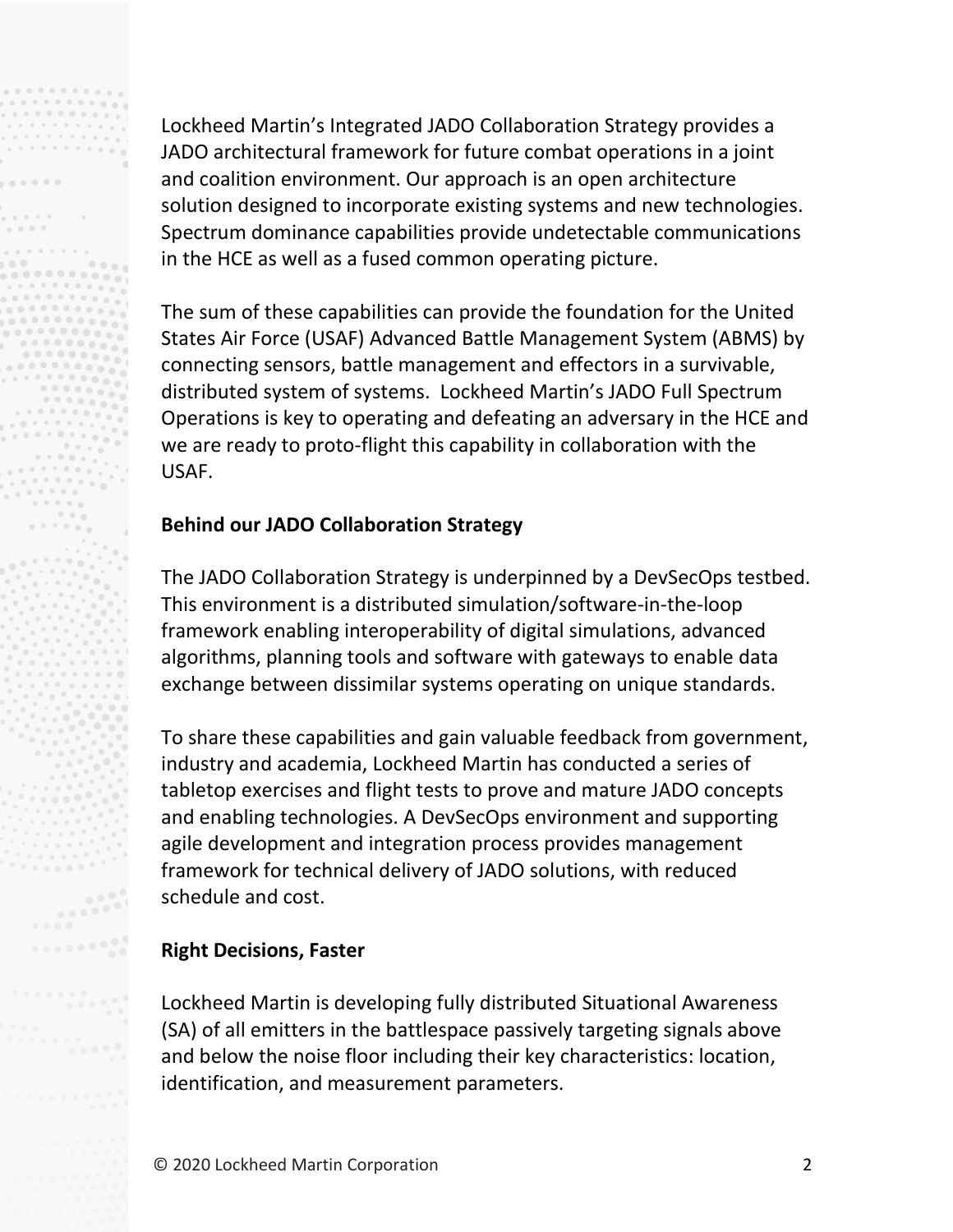Lockheed Martin's Integrated JADO Collaboration Strategy provides a JADO architectural framework for future combat operations in a joint and coalition environment. Our approach is an open architecture solution designed to incorporate existing systems and new technologies. Spectrum dominance capabilities provide undetectable communications in the HCE as well as a fused common operating picture.

The sum of these capabilities can provide the foundation for the United States Air Force (USAF) Advanced Battle Management System (ABMS) by connecting sensors, battle management and effectors in a survivable, distributed system of systems. Lockheed Martin's JADO Full Spectrum Operations is key to operating and defeating an adversary in the HCE and we are ready to proto-flight this capability in collaboration with the USAF.

## Behind our JADO Collaboration Strategy

The JADO Collaboration Strategy is underpinned by a DevSecOps testbed. This environment is a distributed simulation/software-in-the-loop framework enabling interoperability of digital simulations, advanced algorithms, planning tools and software with gateways to enable data exchange between dissimilar systems operating on unique standards.

To share these capabilities and gain valuable feedback from government, industry and academia, Lockheed Martin has conducted a series of tabletop exercises and flight tests to prove and mature JADO concepts and enabling technologies. A DevSecOps environment and supporting agile development and integration process provides management framework for technical delivery of JADO solutions, with reduced schedule and cost.

## Right Decisions, Faster

Lockheed Martin is developing fully distributed Situational Awareness (SA) of all emitters in the battlespace passively targeting signals above and below the noise floor including their key characteristics: location, identification, and measurement parameters.

© 2020 Lockheed Martin Corporation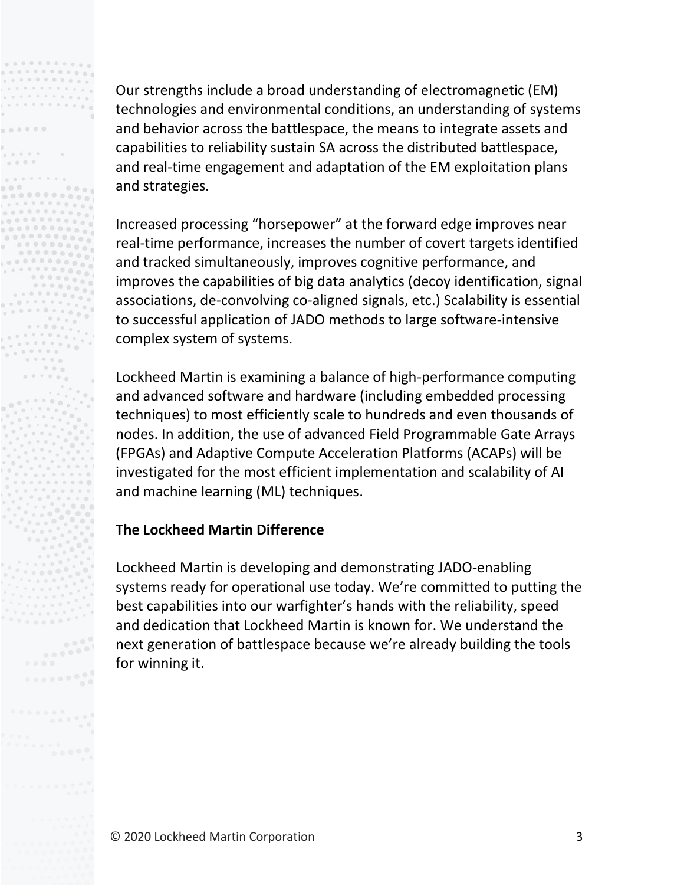Our strengths include a broad understanding of electromagnetic (EM) technologies and environmental conditions, an understanding of systems and behavior across the battlespace, the means to integrate assets and capabilities to reliability sustain SA across the distributed battlespace, and real-time engagement and adaptation of the EM exploitation plans and strategies.

Increased processing "horsepower" at the forward edge improves near real-time performance, increases the number of covert targets identified and tracked simultaneously, improves cognitive performance, and improves the capabilities of big data analytics (decoy identification, signal associations, de-convolving co-aligned signals, etc.) Scalability is essential to successful application of JADO methods to large software-intensive complex system of systems.

Lockheed Martin is examining a balance of high-performance computing and advanced software and hardware (including embedded processing techniques) to most efficiently scale to hundreds and even thousands of nodes. In addition, the use of advanced Field Programmable Gate Arrays (FPGAs) and Adaptive Compute Acceleration Platforms (ACAPs) will be investigated for the most efficient implementation and scalability of AI and machine learning (ML) techniques.

**The Lockheed Martin Difference**

Lockheed Martin is developing and demonstrating JADO-enabling systems ready for operational use today. We're committed to putting the best capabilities into our warfighter's hands with the reliability, speed and dedication that Lockheed Martin is known for. We understand the next generation of battlespace because we're already building the tools for winning it.

© 2020 Lockheed Martin Corporation